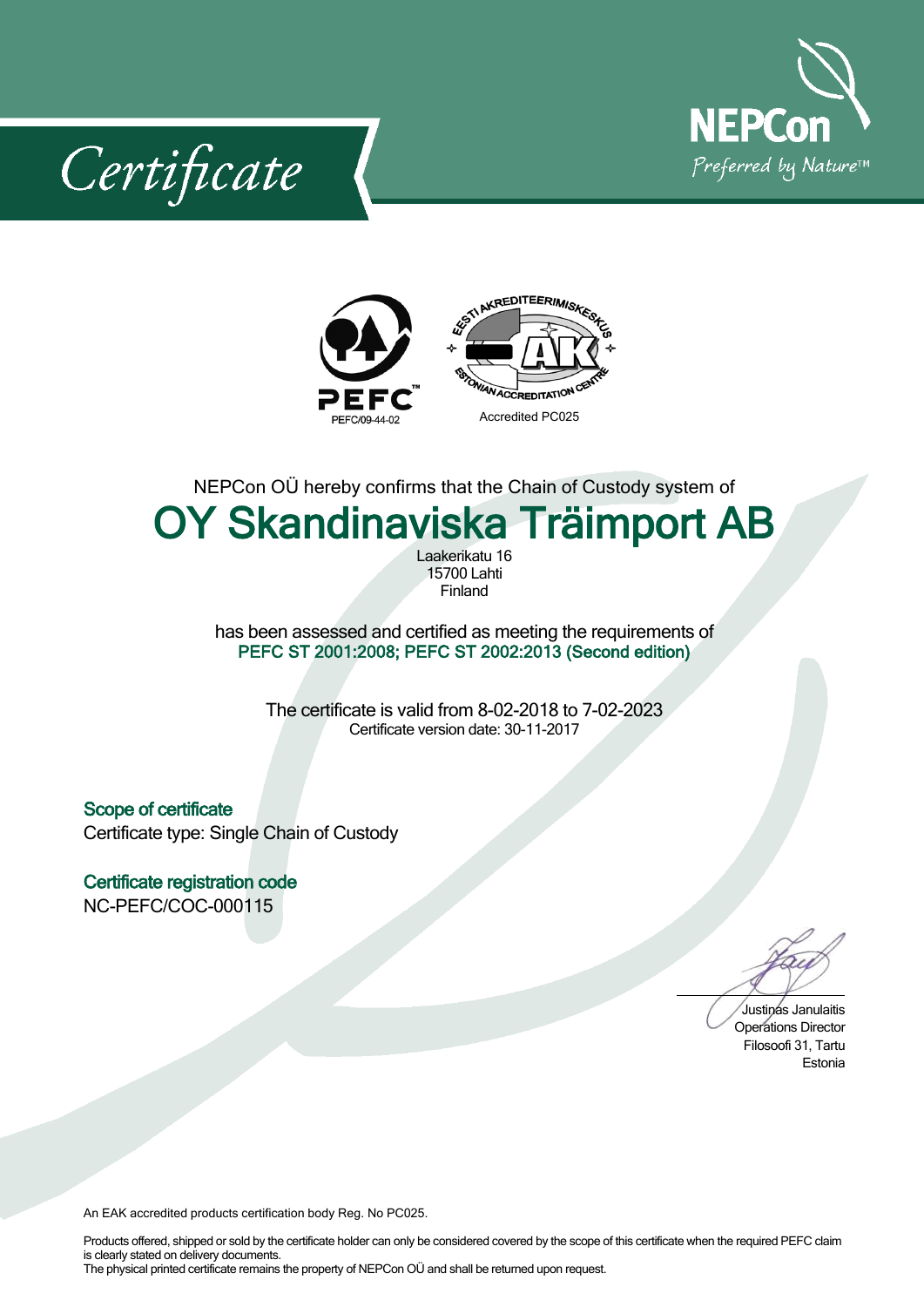# Certificate

NEPCon
Preferred by Nature™

PEFC
PEFC/09-44-02

EESTI AKREDITEERIMISKESKUS
ESTONIAN ACCREDITATION CENTRE

Accredited PC025

NEPCon OÜ hereby confirms that the Chain of Custody system of

## OY Skandinaviska Träimport AB

Laakerikatu 16
15700 Lahti
Finland

has been assessed and certified as meeting the requirements of
**PEFC ST 2001:2008; PEFC ST 2002:2013 (Second edition)**

The certificate is valid from 8-02-2018 to 7-02-2023
Certificate version date: 30-11-2017

### Scope of certificate

Certificate type: Single Chain of Custody

### Certificate registration code

NC-PEFC/COC-000115

Justinas Janulaitis
Operations Director
Filosoofi 31, Tartu
Estonia

An EAK accredited products certification body Reg. No PC025.

Products offered, shipped or sold by the certificate holder can only be considered covered by the scope of this certificate when the required PEFC claim is clearly stated on delivery documents.
The physical printed certificate remains the property of NEPCon OÜ and shall be returned upon request.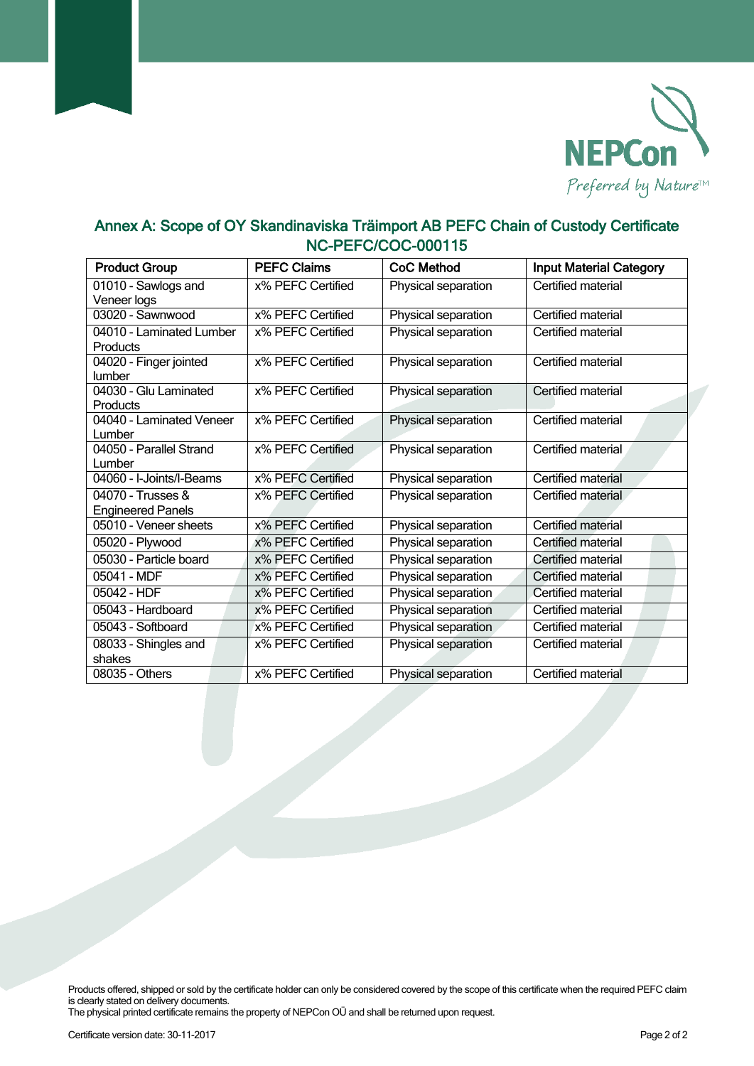NEPCon
Preferred by Nature™

## Annex A: Scope of OY Skandinaviska Träimport AB PEFC Chain of Custody Certificate NC-PEFC/COC-000115

| Product Group | PEFC Claims | CoC Method | Input Material Category |
|---|---|---|---|
| 01010 - Sawlogs and Veneer logs | x% PEFC Certified | Physical separation | Certified material |
| 03020 - Sawnwood | x% PEFC Certified | Physical separation | Certified material |
| 04010 - Laminated Lumber Products | x% PEFC Certified | Physical separation | Certified material |
| 04020 - Finger jointed lumber | x% PEFC Certified | Physical separation | Certified material |
| 04030 - Glu Laminated Products | x% PEFC Certified | Physical separation | Certified material |
| 04040 - Laminated Veneer Lumber | x% PEFC Certified | Physical separation | Certified material |
| 04050 - Parallel Strand Lumber | x% PEFC Certified | Physical separation | Certified material |
| 04060 - I-Joints/I-Beams | x% PEFC Certified | Physical separation | Certified material |
| 04070 - Trusses & Engineered Panels | x% PEFC Certified | Physical separation | Certified material |
| 05010 - Veneer sheets | x% PEFC Certified | Physical separation | Certified material |
| 05020 - Plywood | x% PEFC Certified | Physical separation | Certified material |
| 05030 - Particle board | x% PEFC Certified | Physical separation | Certified material |
| 05041 - MDF | x% PEFC Certified | Physical separation | Certified material |
| 05042 - HDF | x% PEFC Certified | Physical separation | Certified material |
| 05043 - Hardboard | x% PEFC Certified | Physical separation | Certified material |
| 05043 - Softboard | x% PEFC Certified | Physical separation | Certified material |
| 08033 - Shingles and shakes | x% PEFC Certified | Physical separation | Certified material |
| 08035 - Others | x% PEFC Certified | Physical separation | Certified material |

Products offered, shipped or sold by the certificate holder can only be considered covered by the scope of this certificate when the required PEFC claim is clearly stated on delivery documents.
The physical printed certificate remains the property of NEPCon OÜ and shall be returned upon request.

Certificate version date: 30-11-2017